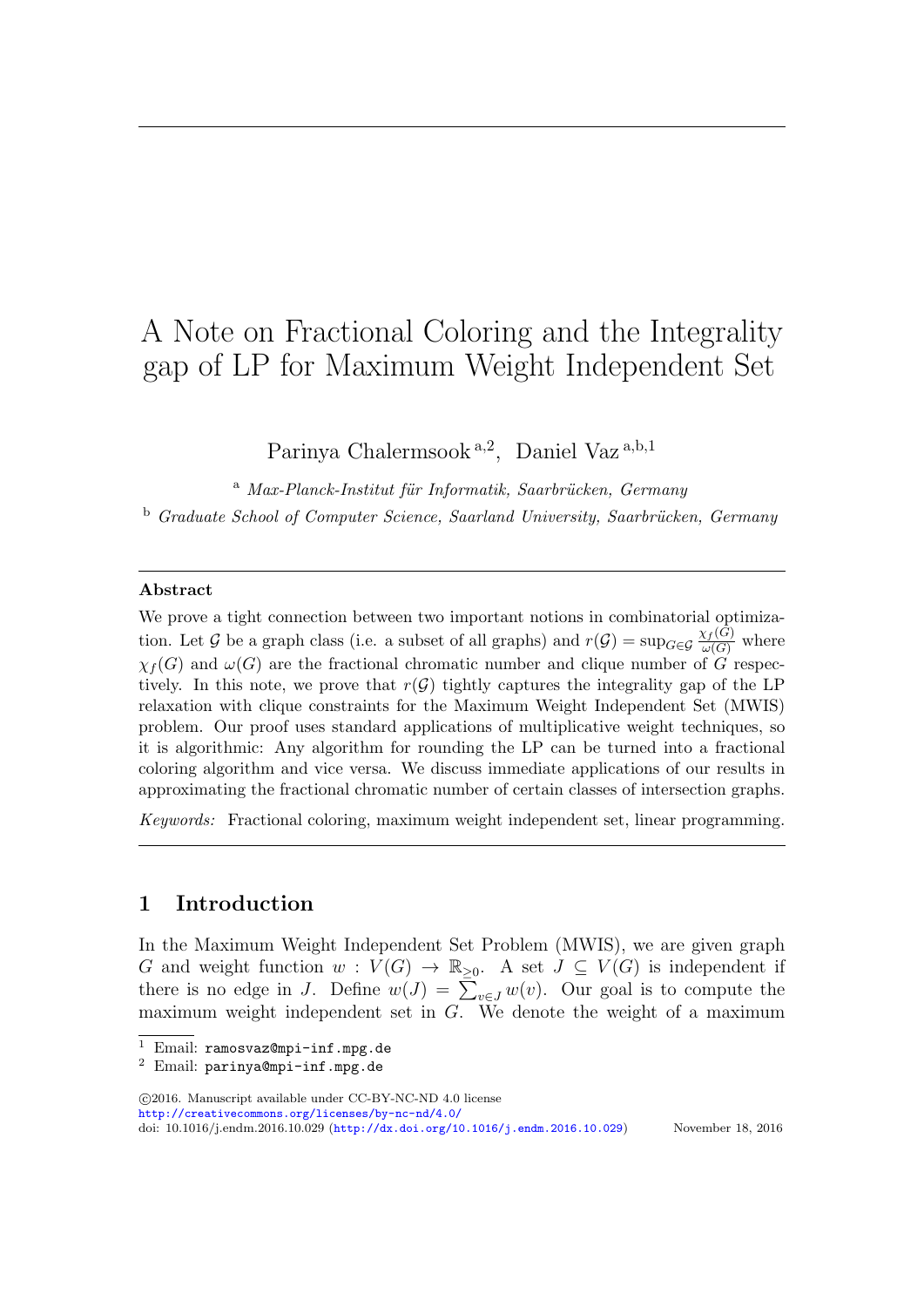# A Note on Fractional Coloring and the Integrality gap of LP for Maximum Weight Independent Set

Parinya Chalermsook [a,2], Daniel Vaz [a,b,1]

[a] *Max-Planck-Institut für Informatik, Saarbrücken, Germany*

[b] *Graduate School of Computer Science, Saarland University, Saarbrücken, Germany*

### Abstract

We prove a tight connection between two important notions in combinatorial optimization. Let $\mathcal{G}$ be a graph class (i.e. a subset of all graphs) and $r(\mathcal{G}) = \sup_{G \in \mathcal{G}} \frac{\chi_f(G)}{\omega(G)}$ where $\chi_f(G)$ and $\omega(G)$ are the fractional chromatic number and clique number of $G$ respectively. In this note, we prove that $r(\mathcal{G})$ tightly captures the integrality gap of the LP relaxation with clique constraints for the Maximum Weight Independent Set (MWIS) problem. Our proof uses standard applications of multiplicative weight techniques, so it is algorithmic: Any algorithm for rounding the LP can be turned into a fractional coloring algorithm and vice versa. We discuss immediate applications of our results in approximating the fractional chromatic number of certain classes of intersection graphs.

*Keywords:* Fractional coloring, maximum weight independent set, linear programming.

## 1 Introduction

In the Maximum Weight Independent Set Problem (MWIS), we are given graph $G$ and weight function $w : V(G) \to \mathbb{R}_{\geq 0}$. A set $J \subseteq V(G)$ is independent if there is no edge in $J$. Define $w(J) = \sum_{v \in J} w(v)$. Our goal is to compute the maximum weight independent set in $G$. We denote the weight of a maximum

[1] Email: ramosvaz@mpi-inf.mpg.de

[2] Email: parinya@mpi-inf.mpg.de

©2016. Manuscript available under CC-BY-NC-ND 4.0 license http://creativecommons.org/licenses/by-nc-nd/4.0/

doi: 10.1016/j.endm.2016.10.029 (http://dx.doi.org/10.1016/j.endm.2016.10.029) November 18, 2016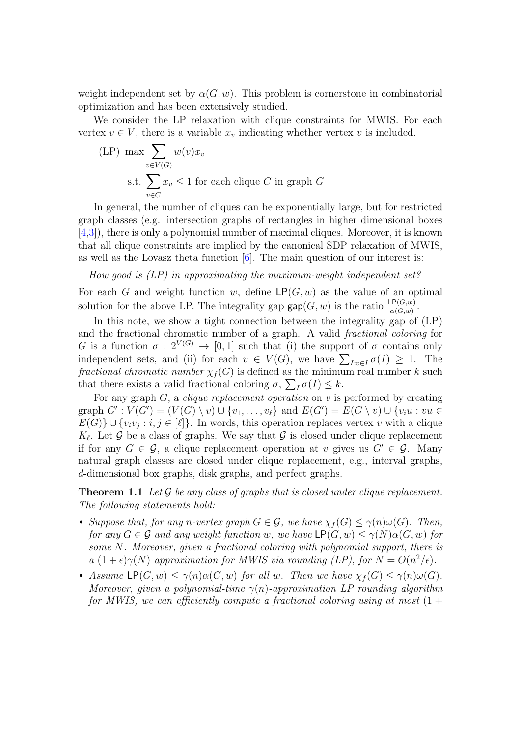weight independent set by $\alpha(G, w)$. This problem is cornerstone in combinatorial optimization and has been extensively studied.

We consider the LP relaxation with clique constraints for MWIS. For each vertex $v \in V$, there is a variable $x_v$ indicating whether vertex $v$ is included.

$$\text{(LP)} \;\; \max \sum_{v \in V(G)} w(v) x_v$$

$$\text{s.t.} \sum_{v \in C} x_v \leq 1 \text{ for each clique } C \text{ in graph } G$$

In general, the number of cliques can be exponentially large, but for restricted graph classes (e.g. intersection graphs of rectangles in higher dimensional boxes [4,3]), there is only a polynomial number of maximal cliques. Moreover, it is known that all clique constraints are implied by the canonical SDP relaxation of MWIS, as well as the Lovasz theta function [6]. The main question of our interest is:

*How good is (LP) in approximating the maximum-weight independent set?*

For each $G$ and weight function $w$, define $\mathsf{LP}(G, w)$ as the value of an optimal solution for the above LP. The integrality gap $\mathsf{gap}(G, w)$ is the ratio $\frac{\mathsf{LP}(G,w)}{\alpha(G,w)}$.

In this note, we show a tight connection between the integrality gap of (LP) and the fractional chromatic number of a graph. A valid *fractional coloring* for $G$ is a function $\sigma : 2^{V(G)} \to [0, 1]$ such that (i) the support of $\sigma$ contains only independent sets, and (ii) for each $v \in V(G)$, we have $\sum_{I: v \in I} \sigma(I) \geq 1$. The *fractional chromatic number* $\chi_f(G)$ is defined as the minimum real number $k$ such that there exists a valid fractional coloring $\sigma$, $\sum_I \sigma(I) \leq k$.

For any graph $G$, a *clique replacement operation* on $v$ is performed by creating graph $G' : V(G') = (V(G) \setminus v) \cup \{v_1, \ldots, v_\ell\}$ and $E(G') = E(G \setminus v) \cup \{v_i u : vu \in E(G)\} \cup \{v_i v_j : i, j \in [\ell]\}$. In words, this operation replaces vertex $v$ with a clique $K_\ell$. Let $\mathcal{G}$ be a class of graphs. We say that $\mathcal{G}$ is closed under clique replacement if for any $G \in \mathcal{G}$, a clique replacement operation at $v$ gives us $G' \in \mathcal{G}$. Many natural graph classes are closed under clique replacement, e.g., interval graphs, $d$-dimensional box graphs, disk graphs, and perfect graphs.

**Theorem 1.1** *Let $\mathcal{G}$ be any class of graphs that is closed under clique replacement. The following statements hold:*

- *Suppose that, for any $n$-vertex graph $G \in \mathcal{G}$, we have $\chi_f(G) \leq \gamma(n)\omega(G)$. Then, for any $G \in \mathcal{G}$ and any weight function $w$, we have $\mathsf{LP}(G, w) \leq \gamma(N)\alpha(G, w)$ for some $N$. Moreover, given a fractional coloring with polynomial support, there is a $(1 + \epsilon)\gamma(N)$ approximation for MWIS via rounding (LP), for $N = O(n^2/\epsilon)$.*
- *Assume $\mathsf{LP}(G, w) \leq \gamma(n)\alpha(G, w)$ for all $w$. Then we have $\chi_f(G) \leq \gamma(n)\omega(G)$. Moreover, given a polynomial-time $\gamma(n)$-approximation LP rounding algorithm for MWIS, we can efficiently compute a fractional coloring using at most $(1 +$*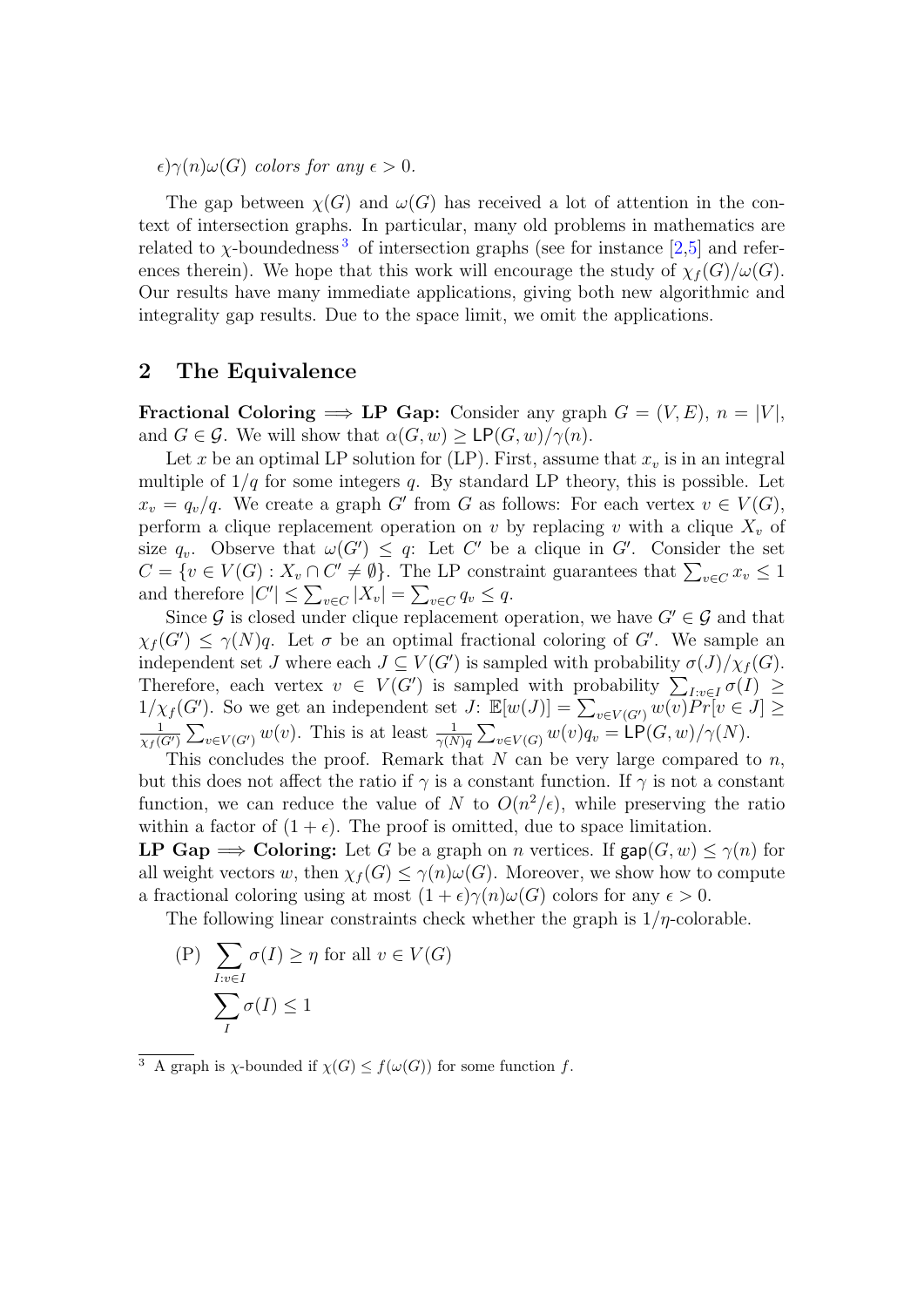*$\epsilon)\gamma(n)\omega(G)$ colors for any $\epsilon > 0$.*

The gap between $\chi(G)$ and $\omega(G)$ has received a lot of attention in the context of intersection graphs. In particular, many old problems in mathematics are related to $\chi$-boundedness[3] of intersection graphs (see for instance [2,5] and references therein). We hope that this work will encourage the study of $\chi_f(G)/\omega(G)$. Our results have many immediate applications, giving both new algorithmic and integrality gap results. Due to the space limit, we omit the applications.

## 2 The Equivalence

**Fractional Coloring $\implies$ LP Gap:** Consider any graph $G = (V, E)$, $n = |V|$, and $G \in \mathcal{G}$. We will show that $\alpha(G, w) \geq \mathsf{LP}(G, w)/\gamma(n)$.

Let $x$ be an optimal LP solution for (LP). First, assume that $x_v$ is in an integral multiple of $1/q$ for some integers $q$. By standard LP theory, this is possible. Let $x_v = q_v/q$. We create a graph $G'$ from $G$ as follows: For each vertex $v \in V(G)$, perform a clique replacement operation on $v$ by replacing $v$ with a clique $X_v$ of size $q_v$. Observe that $\omega(G') \leq q$: Let $C'$ be a clique in $G'$. Consider the set $C = \{v \in V(G) : X_v \cap C' \neq \emptyset\}$. The LP constraint guarantees that $\sum_{v \in C} x_v \leq 1$ and therefore $|C'| \leq \sum_{v \in C} |X_v| = \sum_{v \in C} q_v \leq q$.

Since $\mathcal{G}$ is closed under clique replacement operation, we have $G' \in \mathcal{G}$ and that $\chi_f(G') \leq \gamma(N)q$. Let $\sigma$ be an optimal fractional coloring of $G'$. We sample an independent set $J$ where each $J \subseteq V(G')$ is sampled with probability $\sigma(J)/\chi_f(G)$. Therefore, each vertex $v \in V(G')$ is sampled with probability $\sum_{I:v \in I} \sigma(I) \geq 1/\chi_f(G')$. So we get an independent set $J$: $\mathbb{E}[w(J)] = \sum_{v \in V(G')} w(v) Pr[v \in J] \geq \frac{1}{\chi_f(G')} \sum_{v \in V(G')} w(v)$. This is at least $\frac{1}{\gamma(N)q} \sum_{v \in V(G)} w(v) q_v = \mathsf{LP}(G, w)/\gamma(N)$.

This concludes the proof. Remark that $N$ can be very large compared to $n$, but this does not affect the ratio if $\gamma$ is a constant function. If $\gamma$ is not a constant function, we can reduce the value of $N$ to $O(n^2/\epsilon)$, while preserving the ratio within a factor of $(1 + \epsilon)$. The proof is omitted, due to space limitation.

**LP Gap $\implies$ Coloring:** Let $G$ be a graph on $n$ vertices. If $\mathsf{gap}(G, w) \leq \gamma(n)$ for all weight vectors $w$, then $\chi_f(G) \leq \gamma(n)\omega(G)$. Moreover, we show how to compute a fractional coloring using at most $(1 + \epsilon)\gamma(n)\omega(G)$ colors for any $\epsilon > 0$.

The following linear constraints check whether the graph is $1/\eta$-colorable.

$$
\text{(P)} \quad \sum_{I: v \in I} \sigma(I) \geq \eta \text{ for all } v \in V(G)
$$
$$
\sum_{I} \sigma(I) \leq 1
$$

[3] A graph is $\chi$-bounded if $\chi(G) \leq f(\omega(G))$ for some function $f$.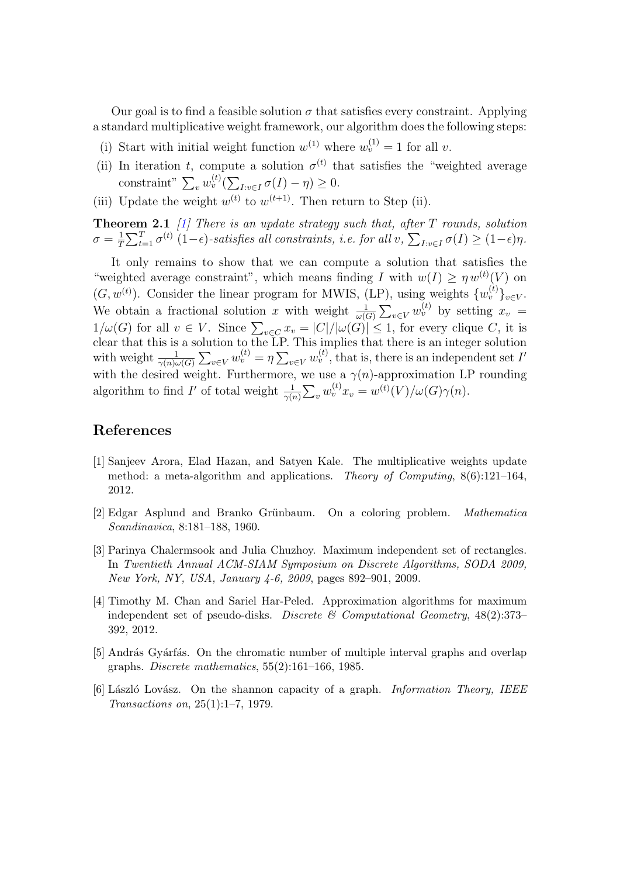Our goal is to find a feasible solution $\sigma$ that satisfies every constraint. Applying a standard multiplicative weight framework, our algorithm does the following steps:

(i) Start with initial weight function $w^{(1)}$ where $w_v^{(1)} = 1$ for all $v$.

(ii) In iteration $t$, compute a solution $\sigma^{(t)}$ that satisfies the "weighted average constraint" $\sum_v w_v^{(t)}(\sum_{I:v\in I}\sigma(I) - \eta) \geq 0$.

(iii) Update the weight $w^{(t)}$ to $w^{(t+1)}$. Then return to Step (ii).

**Theorem 2.1** *[1] There is an update strategy such that, after $T$ rounds, solution $\sigma = \frac{1}{T}\sum_{t=1}^{T}\sigma^{(t)}$ $(1-\epsilon)$-satisfies all constraints, i.e. for all $v$, $\sum_{I:v\in I}\sigma(I) \geq (1-\epsilon)\eta$.*

It only remains to show that we can compute a solution that satisfies the "weighted average constraint", which means finding $I$ with $w(I) \geq \eta\, w^{(t)}(V)$ on $(G, w^{(t)})$. Consider the linear program for MWIS, (LP), using weights $\{w_v^{(t)}\}_{v\in V}$. We obtain a fractional solution $x$ with weight $\frac{1}{\omega(G)}\sum_{v\in V} w_v^{(t)}$ by setting $x_v = 1/\omega(G)$ for all $v \in V$. Since $\sum_{v\in C} x_v = |C|/|\omega(G)| \leq 1$, for every clique $C$, it is clear that this is a solution to the LP. This implies that there is an integer solution with weight $\frac{1}{\gamma(n)\omega(G)}\sum_{v\in V} w_v^{(t)} = \eta\sum_{v\in V} w_v^{(t)}$, that is, there is an independent set $I'$ with the desired weight. Furthermore, we use a $\gamma(n)$-approximation LP rounding algorithm to find $I'$ of total weight $\frac{1}{\gamma(n)}\sum_v w_v^{(t)} x_v = w^{(t)}(V)/\omega(G)\gamma(n)$.

## References

[1] Sanjeev Arora, Elad Hazan, and Satyen Kale. The multiplicative weights update method: a meta-algorithm and applications. *Theory of Computing*, 8(6):121–164, 2012.

[2] Edgar Asplund and Branko Grünbaum. On a coloring problem. *Mathematica Scandinavica*, 8:181–188, 1960.

[3] Parinya Chalermsook and Julia Chuzhoy. Maximum independent set of rectangles. In *Twentieth Annual ACM-SIAM Symposium on Discrete Algorithms, SODA 2009, New York, NY, USA, January 4-6, 2009*, pages 892–901, 2009.

[4] Timothy M. Chan and Sariel Har-Peled. Approximation algorithms for maximum independent set of pseudo-disks. *Discrete & Computational Geometry*, 48(2):373–392, 2012.

[5] András Gyárfás. On the chromatic number of multiple interval graphs and overlap graphs. *Discrete mathematics*, 55(2):161–166, 1985.

[6] László Lovász. On the shannon capacity of a graph. *Information Theory, IEEE Transactions on*, 25(1):1–7, 1979.